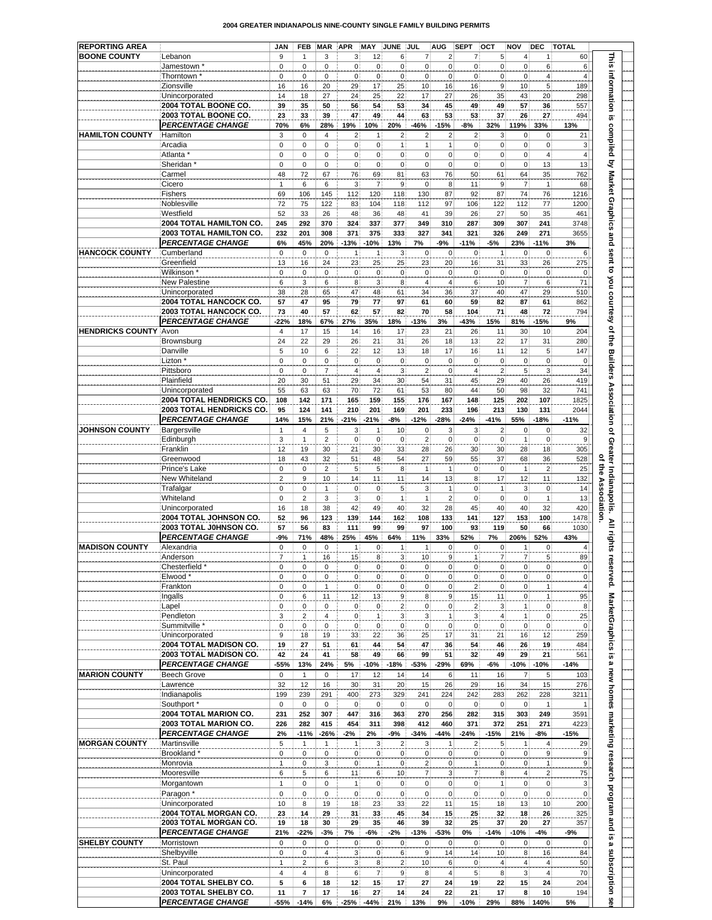# 2004 GREATER INDIANAPOLIS NINE-COUNTY SINGLE FAMILY BUILDING PERMITS

| REPORTING AREA | | JAN | FEB | MAR | APR | MAY | JUNE | JUL | AUG | SEPT | OCT | NOV | DEC | TOTAL |
|---|---|---|---|---|---|---|---|---|---|---|---|---|---|---|
| **BOONE COUNTY** | Lebanon | 9 | 1 | 3 | 3 | 12 | 6 | 7 | 2 | 7 | 5 | 4 | 1 | 60 |
| | Jamestown * | 0 | 0 | 0 | 0 | 0 | 0 | 0 | 0 | 0 | 0 | 0 | 6 | 6 |
| | Thorntown * | 0 | 0 | 0 | 0 | 0 | 0 | 0 | 0 | 0 | 0 | 0 | 4 | 4 |
| | Zionsville | 16 | 16 | 20 | 29 | 17 | 25 | 10 | 16 | 16 | 9 | 10 | 5 | 189 |
| | Unincorporated | 14 | 18 | 27 | 24 | 25 | 22 | 17 | 27 | 26 | 35 | 43 | 20 | 298 |
| | **2004 TOTAL BOONE CO.** | **39** | **35** | **50** | **56** | **54** | **53** | **34** | **45** | **49** | **49** | **57** | **36** | 557 |
| | **2003 TOTAL BOONE CO.** | **23** | **33** | **39** | **47** | **49** | **44** | **63** | **53** | **53** | **37** | **26** | **27** | 494 |
| | ***PERCENTAGE CHANGE*** | **70%** | **6%** | **28%** | **19%** | **10%** | **20%** | **-46%** | **-15%** | **-8%** | **32%** | **119%** | **33%** | **13%** |
| **HAMILTON COUNTY** | Hamilton | 3 | 0 | 4 | 2 | 1 | 2 | 2 | 2 | 2 | 3 | 0 | 0 | 21 |
| | Arcadia | 0 | 0 | 0 | 0 | 0 | 1 | 1 | 1 | 0 | 0 | 0 | 0 | 3 |
| | Atlanta * | 0 | 0 | 0 | 0 | 0 | 0 | 0 | 0 | 0 | 0 | 0 | 4 | 4 |
| | Sheridan * | 0 | 0 | 0 | 0 | 0 | 0 | 0 | 0 | 0 | 0 | 0 | 13 | 13 |
| | Carmel | 48 | 72 | 67 | 76 | 69 | 81 | 63 | 76 | 50 | 61 | 64 | 35 | 762 |
| | Cicero | 1 | 6 | 6 | 3 | 7 | 9 | 0 | 8 | 11 | 9 | 7 | 1 | 68 |
| | Fishers | 69 | 106 | 145 | 112 | 120 | 118 | 130 | 87 | 92 | 87 | 74 | 76 | 1216 |
| | Noblesville | 72 | 75 | 122 | 83 | 104 | 118 | 112 | 97 | 106 | 122 | 112 | 77 | 1200 |
| | Westfield | 52 | 33 | 26 | 48 | 36 | 48 | 41 | 39 | 26 | 27 | 50 | 35 | 461 |
| | **2004 TOTAL HAMILTON CO.** | **245** | **292** | **370** | **324** | **337** | **377** | **349** | **310** | **287** | **309** | **307** | **241** | 3748 |
| | **2003 TOTAL HAMILTON CO.** | **232** | **201** | **308** | **371** | **375** | **333** | **327** | **341** | **321** | **326** | **249** | **271** | 3655 |
| | ***PERCENTAGE CHANGE*** | **6%** | **45%** | **20%** | **-13%** | **-10%** | **13%** | **7%** | **-9%** | **-11%** | **-5%** | **23%** | **-11%** | **3%** |
| **HANCOCK COUNTY** | Cumberland | 0 | 0 | 0 | 1 | 1 | 3 | 0 | 0 | 0 | 1 | 0 | 0 | 6 |
| | Greenfield | 13 | 16 | 24 | 23 | 25 | 25 | 23 | 20 | 16 | 31 | 33 | 26 | 275 |
| | Wilkinson * | 0 | 0 | 0 | 0 | 0 | 0 | 0 | 0 | 0 | 0 | 0 | 0 | 0 |
| | New Palestine | 6 | 3 | 6 | 8 | 3 | 8 | 4 | 4 | 6 | 10 | 7 | 6 | 71 |
| | Unincorporated | 38 | 28 | 65 | 47 | 48 | 61 | 34 | 36 | 37 | 40 | 47 | 29 | 510 |
| | **2004 TOTAL HANCOCK CO.** | **57** | **47** | **95** | **79** | **77** | **97** | **61** | **60** | **59** | **82** | **87** | **61** | 862 |
| | **2003 TOTAL HANCOCK CO.** | **73** | **40** | **57** | **62** | **57** | **82** | **70** | **58** | **104** | **71** | **48** | **72** | 794 |
| | ***PERCENTAGE CHANGE*** | **-22%** | **18%** | **67%** | **27%** | **35%** | **18%** | **-13%** | **3%** | **-43%** | **15%** | **81%** | **-15%** | **9%** |
| **HENDRICKS COUNTY** | Avon | 4 | 17 | 15 | 14 | 16 | 17 | 23 | 21 | 26 | 11 | 30 | 10 | 204 |
| | Brownsburg | 24 | 22 | 29 | 26 | 21 | 31 | 26 | 18 | 13 | 22 | 17 | 31 | 280 |
| | Danville | 5 | 10 | 6 | 22 | 12 | 13 | 18 | 17 | 16 | 11 | 12 | 5 | 147 |
| | Lizton * | 0 | 0 | 0 | 0 | 0 | 0 | 0 | 0 | 0 | 0 | 0 | 0 | 0 |
| | Pittsboro | 0 | 0 | 7 | 4 | 4 | 3 | 2 | 0 | 4 | 2 | 5 | 3 | 34 |
| | Plainfield | 20 | 30 | 51 | 29 | 34 | 30 | 54 | 31 | 45 | 29 | 40 | 26 | 419 |
| | Unincorporated | 55 | 63 | 63 | 70 | 72 | 61 | 53 | 80 | 44 | 50 | 98 | 32 | 741 |
| | **2004 TOTAL HENDRICKS CO.** | **108** | **142** | **171** | **165** | **159** | **155** | **176** | **167** | **148** | **125** | **202** | **107** | 1825 |
| | **2003 TOTAL HENDRICKS CO.** | **95** | **124** | **141** | **210** | **201** | **169** | **201** | **233** | **196** | **213** | **130** | **131** | 2044 |
| | ***PERCENTAGE CHANGE*** | **14%** | **15%** | **21%** | **-21%** | **-21%** | **-8%** | **-12%** | **-28%** | **-24%** | **-41%** | **55%** | **-18%** | **-11%** |
| **JOHNSON COUNTY** | Bargersville | 1 | 4 | 5 | 3 | 1 | 10 | 0 | 3 | 3 | 2 | 0 | 0 | 32 |
| | Edinburgh | 3 | 1 | 2 | 0 | 0 | 0 | 2 | 0 | 0 | 0 | 1 | 0 | 9 |
| | Franklin | 12 | 19 | 30 | 21 | 30 | 33 | 28 | 26 | 30 | 30 | 28 | 18 | 305 |
| | Greenwood | 18 | 43 | 32 | 51 | 48 | 54 | 27 | 59 | 55 | 37 | 68 | 36 | 528 |
| | Prince's Lake | 0 | 0 | 2 | 5 | 5 | 8 | 1 | 1 | 0 | 0 | 1 | 2 | 25 |
| | New Whiteland | 2 | 9 | 10 | 14 | 11 | 11 | 14 | 13 | 8 | 17 | 12 | 11 | 132 |
| | Trafalgar | 0 | 0 | 1 | 0 | 0 | 5 | 3 | 1 | 0 | 1 | 3 | 0 | 14 |
| | Whiteland | 0 | 2 | 3 | 3 | 0 | 1 | 1 | 2 | 0 | 0 | 0 | 1 | 13 |
| | Unincorporated | 16 | 18 | 38 | 42 | 49 | 40 | 32 | 28 | 45 | 40 | 40 | 32 | 420 |
| | **2004 TOTAL JOHNSON CO.** | **52** | **96** | **123** | **139** | **144** | **162** | **108** | **133** | **141** | **127** | **153** | **100** | 1478 |
| | **2003 TOTAL J0HNSON CO.** | **57** | **56** | **83** | **111** | **99** | **99** | **97** | **100** | **93** | **119** | **50** | **66** | 1030 |
| | ***PERCENTAGE CHANGE*** | **-9%** | **71%** | **48%** | **25%** | **45%** | **64%** | **11%** | **33%** | **52%** | **7%** | **206%** | **52%** | **43%** |
| **MADISON COUNTY** | Alexandria | 0 | 0 | 0 | 1 | 0 | 1 | 1 | 0 | 0 | 0 | 1 | 0 | 4 |
| | Anderson | 7 | 1 | 16 | 15 | 8 | 3 | 10 | 9 | 1 | 7 | 7 | 5 | 89 |
| | Chesterfield * | 0 | 0 | 0 | 0 | 0 | 0 | 0 | 0 | 0 | 0 | 0 | 0 | 0 |
| | Elwood * | 0 | 0 | 0 | 0 | 0 | 0 | 0 | 0 | 0 | 0 | 0 | 0 | 0 |
| | Frankton | 0 | 0 | 1 | 0 | 0 | 0 | 0 | 0 | 2 | 0 | 0 | 1 | 4 |
| | Ingalls | 0 | 6 | 11 | 12 | 13 | 9 | 8 | 9 | 15 | 11 | 0 | 1 | 95 |
| | Lapel | 0 | 0 | 0 | 0 | 0 | 2 | 0 | 0 | 2 | 3 | 1 | 0 | 8 |
| | Pendleton | 3 | 2 | 4 | 0 | 1 | 3 | 3 | 1 | 3 | 4 | 1 | 0 | 25 |
| | Summitville * | 0 | 0 | 0 | 0 | 0 | 0 | 0 | 0 | 0 | 0 | 0 | 0 | 0 |
| | Unincorporated | 9 | 18 | 19 | 33 | 22 | 36 | 25 | 17 | 31 | 21 | 16 | 12 | 259 |
| | **2004 TOTAL MADISON CO.** | **19** | **27** | **51** | **61** | **44** | **54** | **47** | **36** | **54** | **46** | **26** | **19** | 484 |
| | **2003 TOTAL MADISON CO.** | **42** | **24** | **41** | **58** | **49** | **66** | **99** | **51** | **32** | **49** | **29** | **21** | 561 |
| | ***PERCENTAGE CHANGE*** | **-55%** | **13%** | **24%** | **5%** | **-10%** | **-18%** | **-53%** | **-29%** | **69%** | **-6%** | **-10%** | **-10%** | **-14%** |
| **MARION COUNTY** | Beech Grove | 0 | 1 | 0 | 17 | 12 | 14 | 14 | 6 | 11 | 16 | 7 | 5 | 103 |
| | Lawrence | 32 | 12 | 16 | 30 | 31 | 20 | 15 | 26 | 29 | 16 | 34 | 15 | 276 |
| | Indianapolis | 199 | 239 | 291 | 400 | 273 | 329 | 241 | 224 | 242 | 283 | 262 | 228 | 3211 |
| | Southport * | 0 | 0 | 0 | 0 | 0 | 0 | 0 | 0 | 0 | 0 | 0 | 1 | 1 |
| | **2004 TOTAL MARION CO.** | **231** | **252** | **307** | **447** | **316** | **363** | **270** | **256** | **282** | **315** | **303** | **249** | 3591 |
| | **2003 TOTAL MARION CO.** | **226** | **282** | **415** | **454** | **311** | **398** | **412** | **460** | **371** | **372** | **251** | **271** | 4223 |
| | ***PERCENTAGE CHANGE*** | **2%** | **-11%** | **-26%** | **-2%** | **2%** | **-9%** | **-34%** | **-44%** | **-24%** | **-15%** | **21%** | **-8%** | **-15%** |
| **MORGAN COUNTY** | Martinsville | 5 | 1 | 1 | 1 | 3 | 2 | 3 | 1 | 2 | 5 | 1 | 4 | 29 |
| | Brookland * | 0 | 0 | 0 | 0 | 0 | 0 | 0 | 0 | 0 | 0 | 0 | 9 | 9 |
| | Monrovia | 1 | 0 | 3 | 0 | 1 | 0 | 2 | 0 | 1 | 0 | 0 | 1 | 9 |
| | Mooresville | 6 | 5 | 6 | 11 | 6 | 10 | 7 | 3 | 7 | 8 | 4 | 2 | 75 |
| | Morgantown | 1 | 0 | 0 | 1 | 0 | 0 | 0 | 0 | 0 | 1 | 0 | 0 | 3 |
| | Paragon * | 0 | 0 | 0 | 0 | 0 | 0 | 0 | 0 | 0 | 0 | 0 | 0 | 0 |
| | Unincorporated | 10 | 8 | 19 | 18 | 23 | 33 | 22 | 11 | 15 | 18 | 13 | 10 | 200 |
| | **2004 TOTAL MORGAN CO.** | **23** | **14** | **29** | **31** | **33** | **45** | **34** | **15** | **25** | **32** | **18** | **26** | 325 |
| | **2003 TOTAL MORGAN CO.** | **19** | **18** | **30** | **29** | **35** | **46** | **39** | **32** | **25** | **37** | **20** | **27** | 357 |
| | ***PERCENTAGE CHANGE*** | **21%** | **-22%** | **-3%** | **7%** | **-6%** | **-2%** | **-13%** | **-53%** | **0%** | **-14%** | **-10%** | **-4%** | **-9%** |
| **SHELBY COUNTY** | Morristown | 0 | 0 | 0 | 0 | 0 | 0 | 0 | 0 | 0 | 0 | 0 | 0 | 0 |
| | Shelbyville | 0 | 0 | 4 | 3 | 0 | 6 | 9 | 14 | 14 | 10 | 8 | 16 | 84 |
| | St. Paul | 1 | 2 | 6 | 3 | 8 | 2 | 10 | 6 | 0 | 4 | 4 | 4 | 50 |
| | Unincorporated | 4 | 4 | 8 | 6 | 7 | 9 | 8 | 4 | 5 | 8 | 3 | 4 | 70 |
| | **2004 TOTAL SHELBY CO.** | **5** | **6** | **18** | **12** | **15** | **17** | **27** | **24** | **19** | **22** | **15** | **24** | 204 |
| | **2003 TOTAL SHELBY CO.** | **11** | **7** | **17** | **16** | **27** | **14** | **24** | **22** | **21** | **17** | **8** | **10** | 194 |
| | ***PERCENTAGE CHANGE*** | **-55%** | **-14%** | **6%** | **-25%** | **-44%** | **21%** | **13%** | **9%** | **-10%** | **29%** | **88%** | **140%** | **5%** |

This information is compiled by Market Graphics and sent to you courtesy of the Builders Association of Greater Indianapolis. All rights reserved. MarketGraphics is a new homes marketing research program and is a subscription se of the Association.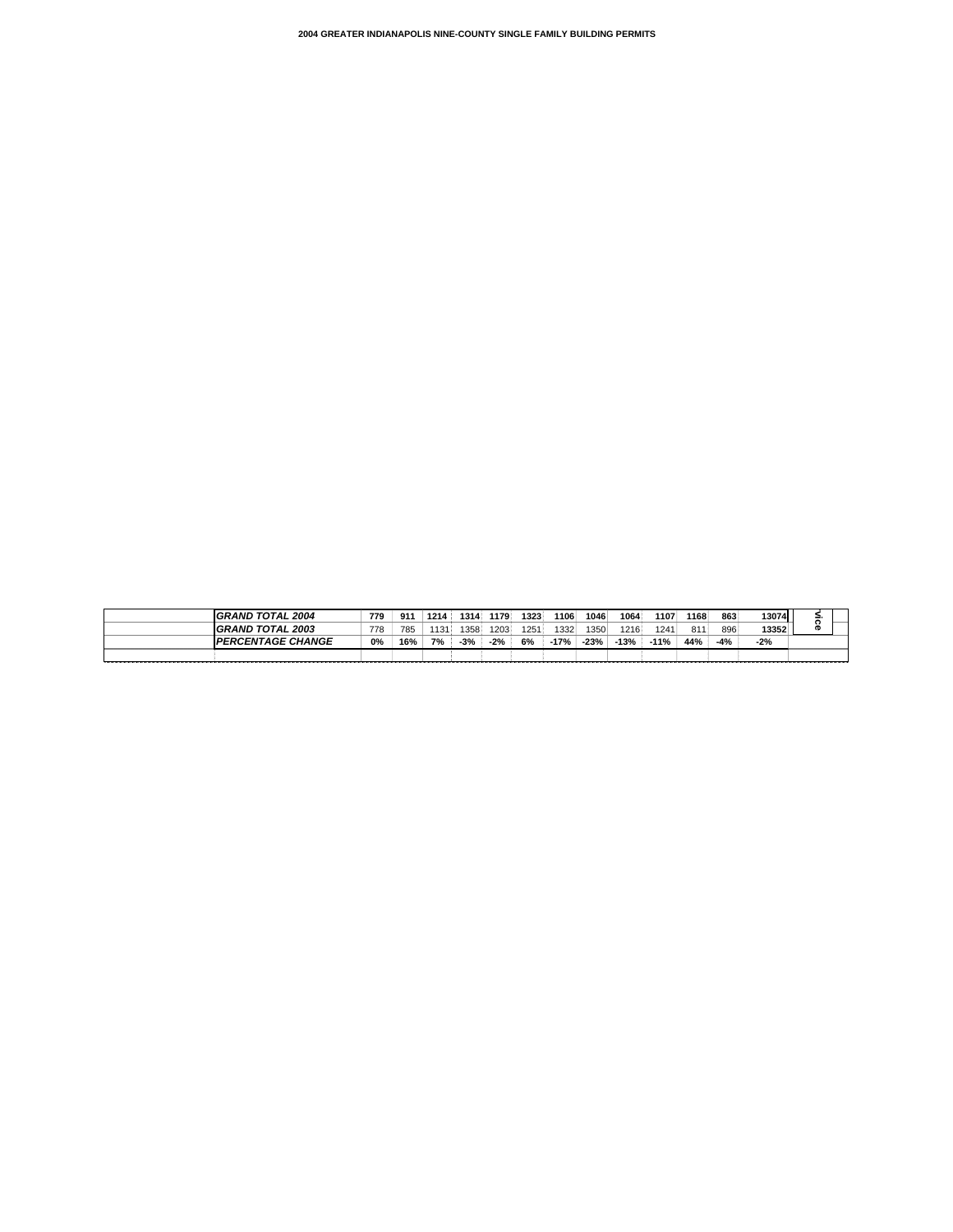| | | | | | | | | | | | | | | |
|---|---|---|---|---|---|---|---|---|---|---|---|---|---|---|
| ***GRAND TOTAL 2004*** | **779** | **911** | **1214** | **1314** | **1179** | **1323** | **1106** | **1046** | **1064** | **1107** | **1168** | **863** | **13074** | vice |
| ***GRAND TOTAL 2003*** | 778 | 785 | 1131 | 1358 | 1203 | 1251 | 1332 | 1350 | 1216 | 1241 | 811 | 896 | **13352** | |
| ***PERCENTAGE CHANGE*** | **0%** | **16%** | **7%** | **-3%** | **-2%** | **6%** | **-17%** | **-23%** | **-13%** | **-11%** | **44%** | **-4%** | **-2%** | |